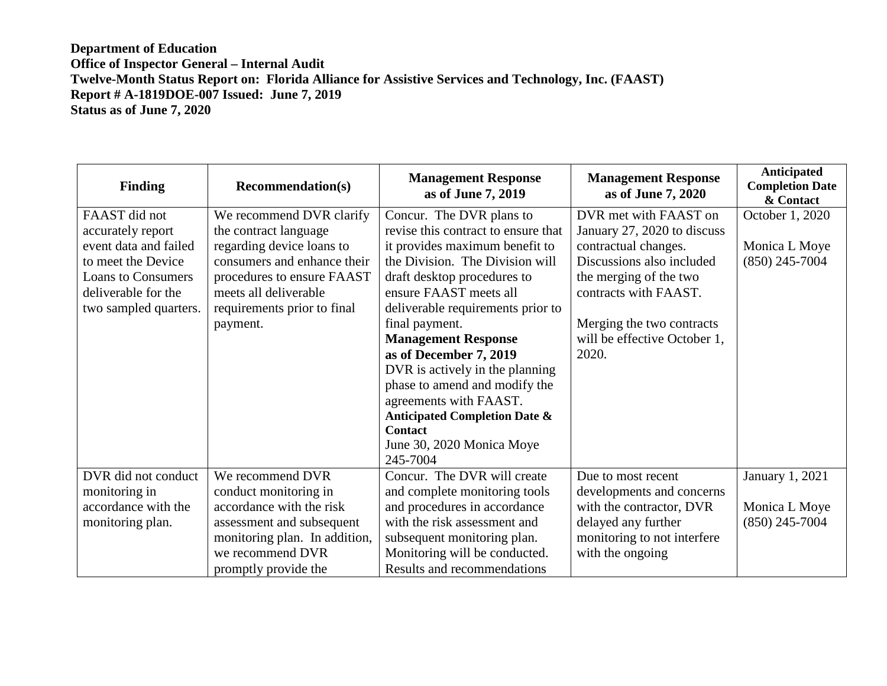**Department of Education**
**Office of Inspector General – Internal Audit**
**Twelve-Month Status Report on: Florida Alliance for Assistive Services and Technology, Inc. (FAAST)**
**Report # A-1819DOE-007 Issued: June 7, 2019**
**Status as of June 7, 2020**

| Finding | Recommendation(s) | Management Response as of June 7, 2019 | Management Response as of June 7, 2020 | Anticipated Completion Date & Contact |
|---|---|---|---|---|
| FAAST did not accurately report event data and failed to meet the Device Loans to Consumers deliverable for the two sampled quarters. | We recommend DVR clarify the contract language regarding device loans to consumers and enhance their procedures to ensure FAAST meets all deliverable requirements prior to final payment. | Concur. The DVR plans to revise this contract to ensure that it provides maximum benefit to the Division. The Division will draft desktop procedures to ensure FAAST meets all deliverable requirements prior to final payment. **Management Response as of December 7, 2019** DVR is actively in the planning phase to amend and modify the agreements with FAAST. **Anticipated Completion Date & Contact** June 30, 2020 Monica Moye 245-7004 | DVR met with FAAST on January 27, 2020 to discuss contractual changes. Discussions also included the merging of the two contracts with FAAST. Merging the two contracts will be effective October 1, 2020. | October 1, 2020 Monica L Moye (850) 245-7004 |
| DVR did not conduct monitoring in accordance with the monitoring plan. | We recommend DVR conduct monitoring in accordance with the risk assessment and subsequent monitoring plan. In addition, we recommend DVR promptly provide the | Concur. The DVR will create and complete monitoring tools and procedures in accordance with the risk assessment and subsequent monitoring plan. Monitoring will be conducted. Results and recommendations | Due to most recent developments and concerns with the contractor, DVR delayed any further monitoring to not interfere with the ongoing | January 1, 2021 Monica L Moye (850) 245-7004 |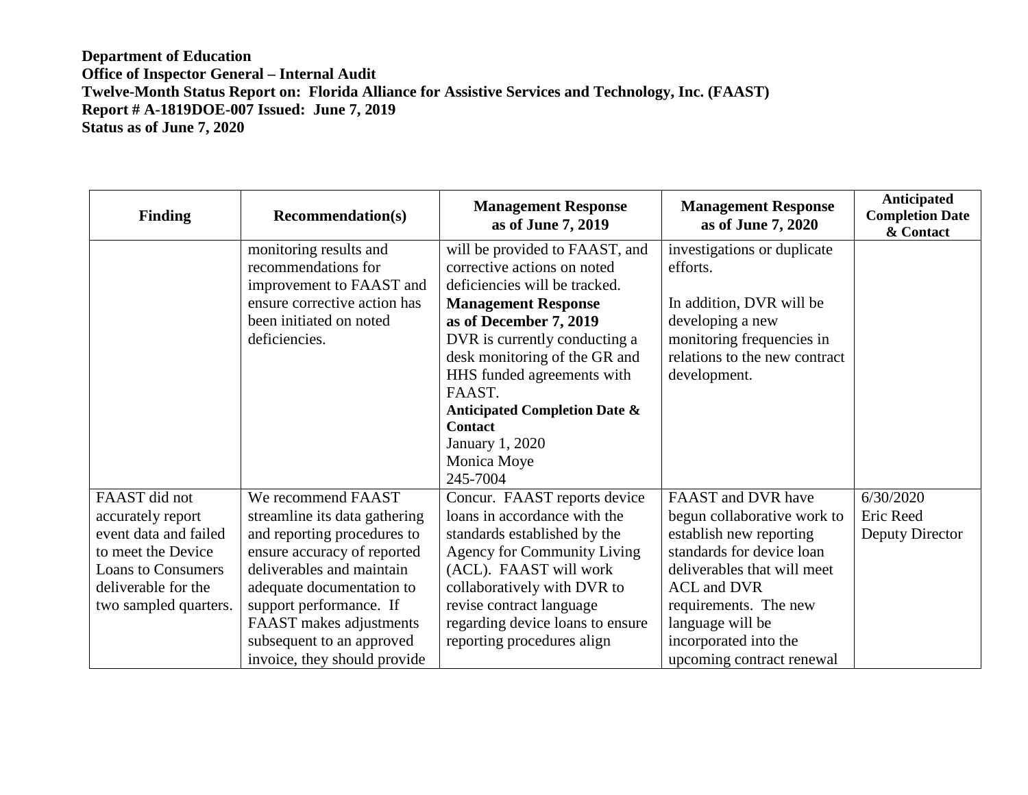**Department of Education**
**Office of Inspector General – Internal Audit**
**Twelve-Month Status Report on: Florida Alliance for Assistive Services and Technology, Inc. (FAAST)**
**Report # A-1819DOE-007 Issued: June 7, 2019**
**Status as of June 7, 2020**

| Finding | Recommendation(s) | Management Response as of June 7, 2019 | Management Response as of June 7, 2020 | Anticipated Completion Date & Contact |
|---|---|---|---|---|
| | monitoring results and recommendations for improvement to FAAST and ensure corrective action has been initiated on noted deficiencies. | will be provided to FAAST, and corrective actions on noted deficiencies will be tracked. **Management Response as of December 7, 2019** DVR is currently conducting a desk monitoring of the GR and HHS funded agreements with FAAST. **Anticipated Completion Date & Contact** January 1, 2020 Monica Moye 245-7004 | investigations or duplicate efforts. In addition, DVR will be developing a new monitoring frequencies in relations to the new contract development. | |
| FAAST did not accurately report event data and failed to meet the Device Loans to Consumers deliverable for the two sampled quarters. | We recommend FAAST streamline its data gathering and reporting procedures to ensure accuracy of reported deliverables and maintain adequate documentation to support performance. If FAAST makes adjustments subsequent to an approved invoice, they should provide | Concur. FAAST reports device loans in accordance with the standards established by the Agency for Community Living (ACL). FAAST will work collaboratively with DVR to revise contract language regarding device loans to ensure reporting procedures align | FAAST and DVR have begun collaborative work to establish new reporting standards for device loan deliverables that will meet ACL and DVR requirements. The new language will be incorporated into the upcoming contract renewal | 6/30/2020 Eric Reed Deputy Director |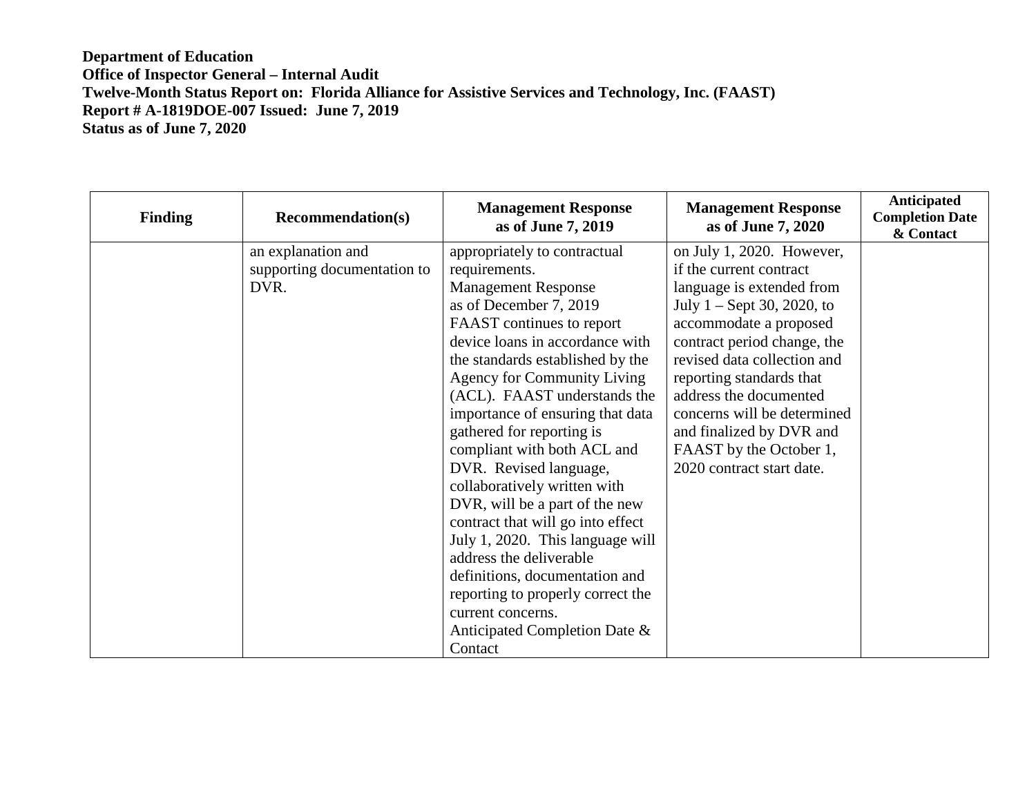**Department of Education**
**Office of Inspector General – Internal Audit**
**Twelve-Month Status Report on: Florida Alliance for Assistive Services and Technology, Inc. (FAAST)**
**Report # A-1819DOE-007 Issued: June 7, 2019**
**Status as of June 7, 2020**

| Finding | Recommendation(s) | Management Response as of June 7, 2019 | Management Response as of June 7, 2020 | Anticipated Completion Date & Contact |
|---|---|---|---|---|
| | an explanation and supporting documentation to DVR. | appropriately to contractual requirements. Management Response as of December 7, 2019 FAAST continues to report device loans in accordance with the standards established by the Agency for Community Living (ACL). FAAST understands the importance of ensuring that data gathered for reporting is compliant with both ACL and DVR. Revised language, collaboratively written with DVR, will be a part of the new contract that will go into effect July 1, 2020. This language will address the deliverable definitions, documentation and reporting to properly correct the current concerns. Anticipated Completion Date & Contact | on July 1, 2020. However, if the current contract language is extended from July 1 – Sept 30, 2020, to accommodate a proposed contract period change, the revised data collection and reporting standards that address the documented concerns will be determined and finalized by DVR and FAAST by the October 1, 2020 contract start date. | |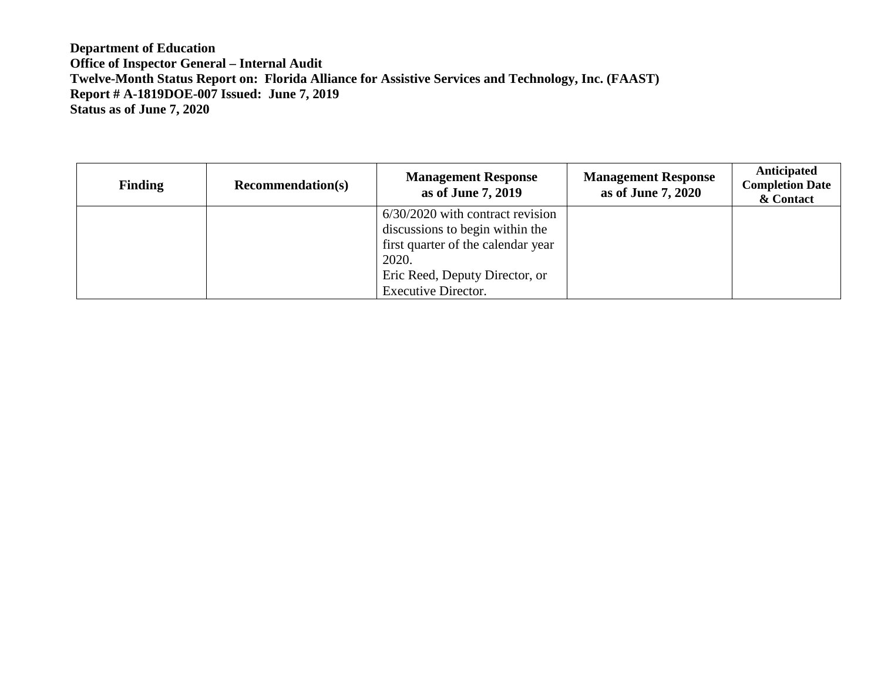**Department of Education**
**Office of Inspector General – Internal Audit**
**Twelve-Month Status Report on: Florida Alliance for Assistive Services and Technology, Inc. (FAAST)**
**Report # A-1819DOE-007 Issued: June 7, 2019**
**Status as of June 7, 2020**

| Finding | Recommendation(s) | Management Response as of June 7, 2019 | Management Response as of June 7, 2020 | Anticipated Completion Date & Contact |
|---|---|---|---|---|
| | | 6/30/2020 with contract revision discussions to begin within the first quarter of the calendar year 2020.<br>Eric Reed, Deputy Director, or Executive Director. | | |